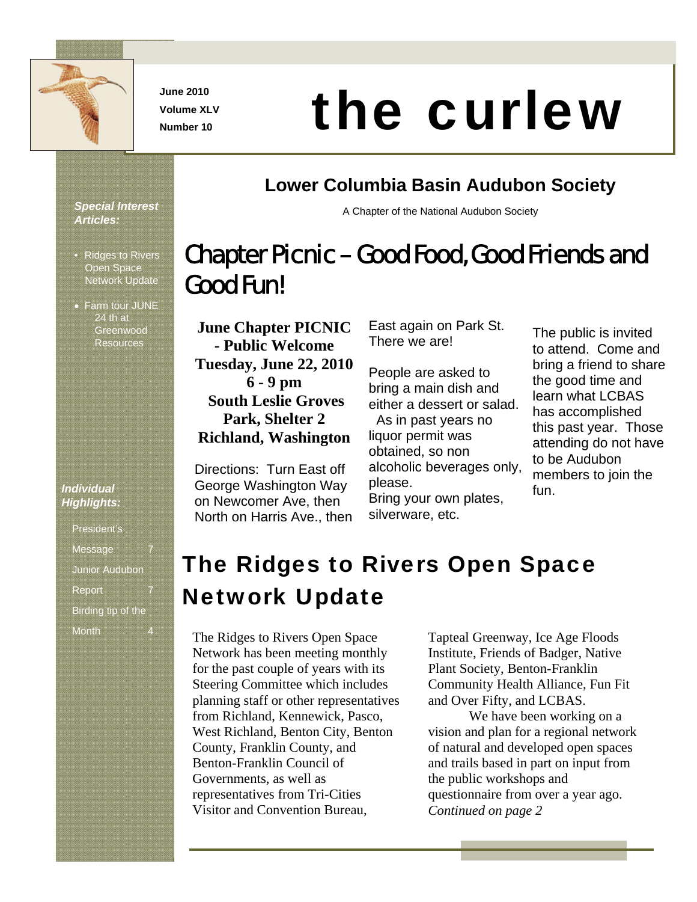June 2010
Volume XLV
Number 10

# the curlew

## Lower Columbia Basin Audubon Society

A Chapter of the National Audubon Society

***Special Interest Articles:***

- Ridges to Rivers Open Space Network Update
- Farm tour JUNE 24 th at Greenwood Resources

***Individual Highlights:***

| | |
|---|---|
| President's Message | 7 |
| Junior Audubon Report | 7 |
| Birding tip of the Month | 4 |

# Chapter Picnic – Good Food, Good Friends and Good Fun!

**June Chapter PICNIC - Public Welcome**
**Tuesday, June 22, 2010**
**6 - 9 pm**
**South Leslie Groves Park, Shelter 2**
**Richland, Washington**

Directions: Turn East off George Washington Way on Newcomer Ave, then North on Harris Ave., then East again on Park St. There we are!

People are asked to bring a main dish and either a dessert or salad. As in past years no liquor permit was obtained, so non alcoholic beverages only, please.
Bring your own plates, silverware, etc.

The public is invited to attend. Come and bring a friend to share the good time and learn what LCBAS has accomplished this past year. Those attending do not have to be Audubon members to join the fun.

# The Ridges to Rivers Open Space Network Update

The Ridges to Rivers Open Space Network has been meeting monthly for the past couple of years with its Steering Committee which includes planning staff or other representatives from Richland, Kennewick, Pasco, West Richland, Benton City, Benton County, Franklin County, and Benton-Franklin Council of Governments, as well as representatives from Tri-Cities Visitor and Convention Bureau, Tapteal Greenway, Ice Age Floods Institute, Friends of Badger, Native Plant Society, Benton-Franklin Community Health Alliance, Fun Fit and Over Fifty, and LCBAS.

We have been working on a vision and plan for a regional network of natural and developed open spaces and trails based in part on input from the public workshops and questionnaire from over a year ago. *Continued on page 2*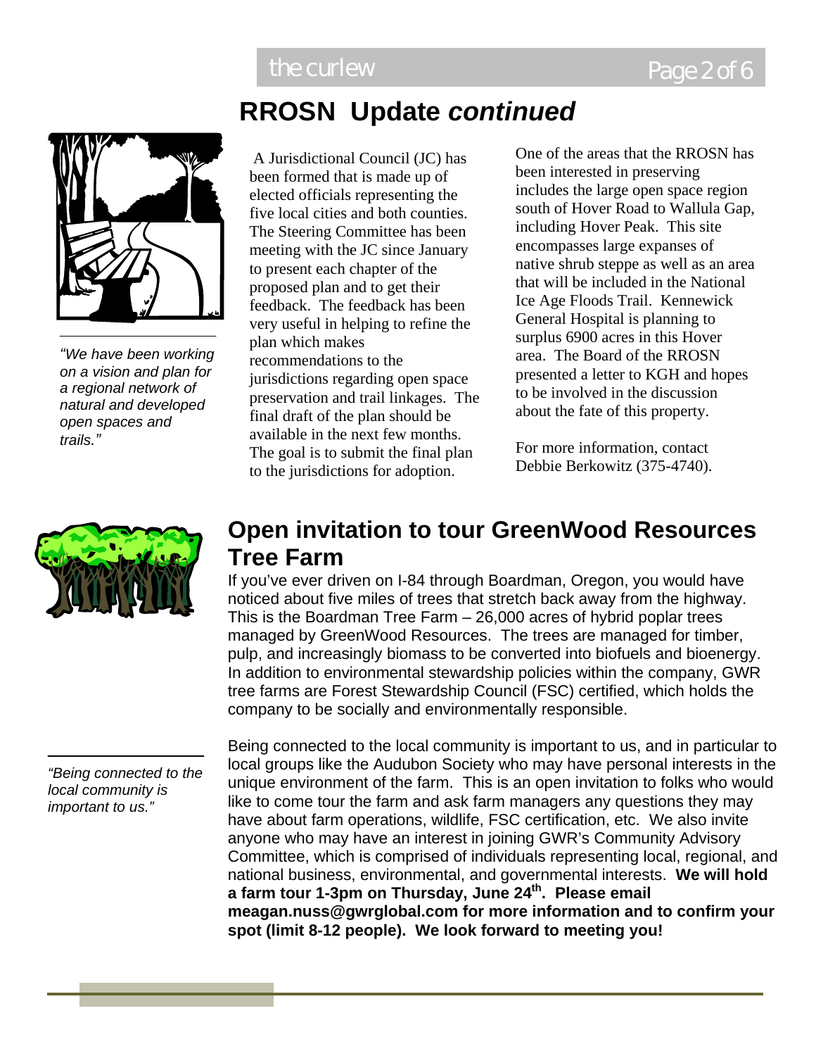## RROSN Update *continued*

*"We have been working on a vision and plan for a regional network of natural and developed open spaces and trails."*

A Jurisdictional Council (JC) has been formed that is made up of elected officials representing the five local cities and both counties. The Steering Committee has been meeting with the JC since January to present each chapter of the proposed plan and to get their feedback. The feedback has been very useful in helping to refine the plan which makes recommendations to the jurisdictions regarding open space preservation and trail linkages. The final draft of the plan should be available in the next few months. The goal is to submit the final plan to the jurisdictions for adoption.

One of the areas that the RROSN has been interested in preserving includes the large open space region south of Hover Road to Wallula Gap, including Hover Peak. This site encompasses large expanses of native shrub steppe as well as an area that will be included in the National Ice Age Floods Trail. Kennewick General Hospital is planning to surplus 6900 acres in this Hover area. The Board of the RROSN presented a letter to KGH and hopes to be involved in the discussion about the fate of this property.

For more information, contact Debbie Berkowitz (375-4740).

## Open invitation to tour GreenWood Resources Tree Farm

If you've ever driven on I-84 through Boardman, Oregon, you would have noticed about five miles of trees that stretch back away from the highway. This is the Boardman Tree Farm – 26,000 acres of hybrid poplar trees managed by GreenWood Resources. The trees are managed for timber, pulp, and increasingly biomass to be converted into biofuels and bioenergy. In addition to environmental stewardship policies within the company, GWR tree farms are Forest Stewardship Council (FSC) certified, which holds the company to be socially and environmentally responsible.

*"Being connected to the local community is important to us."*

Being connected to the local community is important to us, and in particular to local groups like the Audubon Society who may have personal interests in the unique environment of the farm. This is an open invitation to folks who would like to come tour the farm and ask farm managers any questions they may have about farm operations, wildlife, FSC certification, etc. We also invite anyone who may have an interest in joining GWR's Community Advisory Committee, which is comprised of individuals representing local, regional, and national business, environmental, and governmental interests. **We will hold a farm tour 1-3pm on Thursday, June 24th. Please email meagan.nuss@gwrglobal.com for more information and to confirm your spot (limit 8-12 people). We look forward to meeting you!**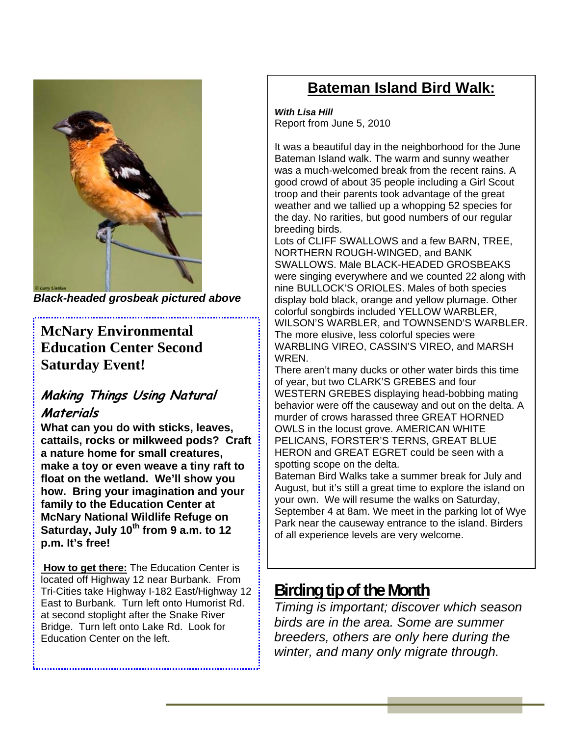*Black-headed grosbeak pictured above*

## McNary Environmental Education Center Second Saturday Event!

### *Making Things Using Natural Materials*

**What can you do with sticks, leaves, cattails, rocks or milkweed pods? Craft a nature home for small creatures, make a toy or even weave a tiny raft to float on the wetland. We'll show you how. Bring your imagination and your family to the Education Center at McNary National Wildlife Refuge on Saturday, July 10th from 9 a.m. to 12 p.m. It's free!**

**How to get there:** The Education Center is located off Highway 12 near Burbank. From Tri-Cities take Highway I-182 East/Highway 12 East to Burbank. Turn left onto Humorist Rd. at second stoplight after the Snake River Bridge. Turn left onto Lake Rd. Look for Education Center on the left.

## Bateman Island Bird Walk:

***With Lisa Hill***
Report from June 5, 2010

It was a beautiful day in the neighborhood for the June Bateman Island walk. The warm and sunny weather was a much-welcomed break from the recent rains. A good crowd of about 35 people including a Girl Scout troop and their parents took advantage of the great weather and we tallied up a whopping 52 species for the day. No rarities, but good numbers of our regular breeding birds.

Lots of CLIFF SWALLOWS and a few BARN, TREE, NORTHERN ROUGH-WINGED, and BANK SWALLOWS. Male BLACK-HEADED GROSBEAKS were singing everywhere and we counted 22 along with nine BULLOCK'S ORIOLES. Males of both species display bold black, orange and yellow plumage. Other colorful songbirds included YELLOW WARBLER, WILSON'S WARBLER, and TOWNSEND'S WARBLER. The more elusive, less colorful species were WARBLING VIREO, CASSIN'S VIREO, and MARSH WREN.

There aren't many ducks or other water birds this time of year, but two CLARK'S GREBES and four WESTERN GREBES displaying head-bobbing mating behavior were off the causeway and out on the delta. A murder of crows harassed three GREAT HORNED OWLS in the locust grove. AMERICAN WHITE PELICANS, FORSTER'S TERNS, GREAT BLUE HERON and GREAT EGRET could be seen with a spotting scope on the delta.

Bateman Bird Walks take a summer break for July and August, but it's still a great time to explore the island on your own. We will resume the walks on Saturday, September 4 at 8am. We meet in the parking lot of Wye Park near the causeway entrance to the island. Birders of all experience levels are very welcome.

## Birding tip of the Month

*Timing is important; discover which season birds are in the area. Some are summer breeders, others are only here during the winter, and many only migrate through.*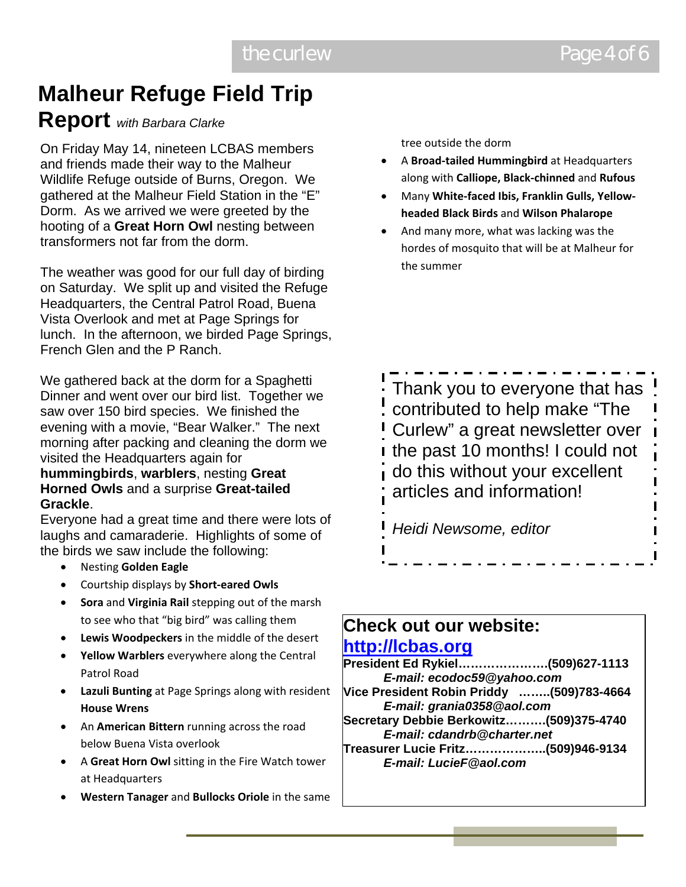# Malheur Refuge Field Trip Report *with Barbara Clarke*

On Friday May 14, nineteen LCBAS members and friends made their way to the Malheur Wildlife Refuge outside of Burns, Oregon. We gathered at the Malheur Field Station in the "E" Dorm. As we arrived we were greeted by the hooting of a **Great Horn Owl** nesting between transformers not far from the dorm.

The weather was good for our full day of birding on Saturday. We split up and visited the Refuge Headquarters, the Central Patrol Road, Buena Vista Overlook and met at Page Springs for lunch. In the afternoon, we birded Page Springs, French Glen and the P Ranch.

We gathered back at the dorm for a Spaghetti Dinner and went over our bird list. Together we saw over 150 bird species. We finished the evening with a movie, "Bear Walker." The next morning after packing and cleaning the dorm we visited the Headquarters again for **hummingbirds**, **warblers**, nesting **Great Horned Owls** and a surprise **Great-tailed Grackle**.

Everyone had a great time and there were lots of laughs and camaraderie. Highlights of some of the birds we saw include the following:

- Nesting **Golden Eagle**
- Courtship displays by **Short-eared Owls**
- **Sora** and **Virginia Rail** stepping out of the marsh to see who that "big bird" was calling them
- **Lewis Woodpeckers** in the middle of the desert
- **Yellow Warblers** everywhere along the Central Patrol Road
- **Lazuli Bunting** at Page Springs along with resident **House Wrens**
- An **American Bittern** running across the road below Buena Vista overlook
- A **Great Horn Owl** sitting in the Fire Watch tower at Headquarters
- **Western Tanager** and **Bullocks Oriole** in the same tree outside the dorm
- A **Broad-tailed Hummingbird** at Headquarters along with **Calliope, Black-chinned** and **Rufous**
- Many **White-faced Ibis, Franklin Gulls, Yellow-headed Black Birds** and **Wilson Phalarope**
- And many more, what was lacking was the hordes of mosquito that will be at Malheur for the summer

Thank you to everyone that has contributed to help make "The Curlew" a great newsletter over the past 10 months! I could not do this without your excellent articles and information!

*Heidi Newsome, editor*

## Check out our website: [http://lcbas.org](http://lcbas.org)

**President Ed Rykiel………………….(509)627-1113**
***E-mail: ecodoc59@yahoo.com***
**Vice President Robin Priddy ……..(509)783-4664**
***E-mail: grania0358@aol.com***
**Secretary Debbie Berkowitz……….(509)375-4740**
***E-mail: cdandrb@charter.net***
**Treasurer Lucie Fritz………………..(509)946-9134**
***E-mail: LucieF@aol.com***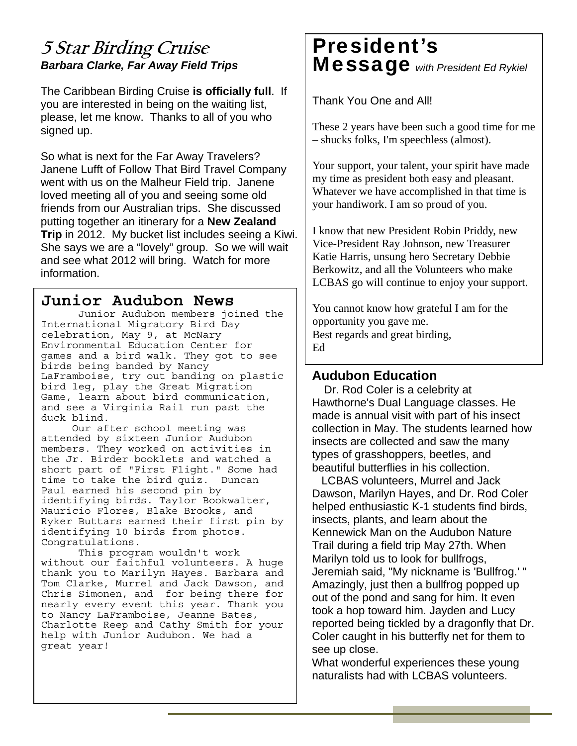## 5 Star Birding Cruise

***Barbara Clarke, Far Away Field Trips***

The Caribbean Birding Cruise **is officially full**. If you are interested in being on the waiting list, please, let me know. Thanks to all of you who signed up.

So what is next for the Far Away Travelers? Janene Lufft of Follow That Bird Travel Company went with us on the Malheur Field trip. Janene loved meeting all of you and seeing some old friends from our Australian trips. She discussed putting together an itinerary for a **New Zealand Trip** in 2012. My bucket list includes seeing a Kiwi. She says we are a "lovely" group. So we will wait and see what 2012 will bring. Watch for more information.

## Junior Audubon News

Junior Audubon members joined the International Migratory Bird Day celebration, May 9, at McNary Environmental Education Center for games and a bird walk. They got to see birds being banded by Nancy LaFramboise, try out banding on plastic bird leg, play the Great Migration Game, learn about bird communication, and see a Virginia Rail run past the duck blind.

Our after school meeting was attended by sixteen Junior Audubon members. They worked on activities in the Jr. Birder booklets and watched a short part of "First Flight." Some had time to take the bird quiz. Duncan Paul earned his second pin by identifying birds. Taylor Bookwalter, Mauricio Flores, Blake Brooks, and Ryker Buttars earned their first pin by identifying 10 birds from photos. Congratulations.

This program wouldn't work without our faithful volunteers. A huge thank you to Marilyn Hayes. Barbara and Tom Clarke, Murrel and Jack Dawson, and Chris Simonen, and for being there for nearly every event this year. Thank you to Nancy LaFramboise, Jeanne Bates, Charlotte Reep and Cathy Smith for your help with Junior Audubon. We had a great year!

## President's Message *with President Ed Rykiel*

Thank You One and All!

These 2 years have been such a good time for me – shucks folks, I'm speechless (almost).

Your support, your talent, your spirit have made my time as president both easy and pleasant. Whatever we have accomplished in that time is your handiwork. I am so proud of you.

I know that new President Robin Priddy, new Vice-President Ray Johnson, new Treasurer Katie Harris, unsung hero Secretary Debbie Berkowitz, and all the Volunteers who make LCBAS go will continue to enjoy your support.

You cannot know how grateful I am for the opportunity you gave me.
Best regards and great birding,
Ed

## Audubon Education

Dr. Rod Coler is a celebrity at Hawthorne's Dual Language classes. He made is annual visit with part of his insect collection in May. The students learned how insects are collected and saw the many types of grasshoppers, beetles, and beautiful butterflies in his collection.

LCBAS volunteers, Murrel and Jack Dawson, Marilyn Hayes, and Dr. Rod Coler helped enthusiastic K-1 students find birds, insects, plants, and learn about the Kennewick Man on the Audubon Nature Trail during a field trip May 27th. When Marilyn told us to look for bullfrogs, Jeremiah said, "My nickname is 'Bullfrog.' " Amazingly, just then a bullfrog popped up out of the pond and sang for him. It even took a hop toward him. Jayden and Lucy reported being tickled by a dragonfly that Dr. Coler caught in his butterfly net for them to see up close.

What wonderful experiences these young naturalists had with LCBAS volunteers.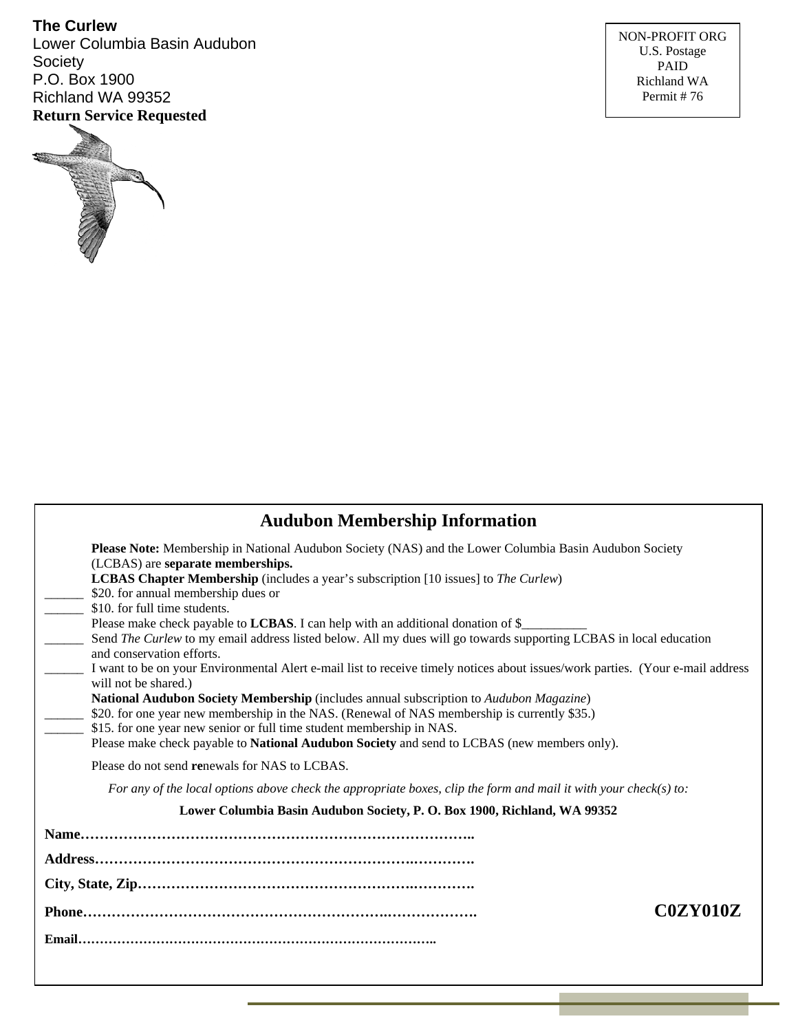**The Curlew**
Lower Columbia Basin Audubon Society
P.O. Box 1900
Richland WA 99352
**Return Service Requested**

NON-PROFIT ORG
U.S. Postage
PAID
Richland WA
Permit # 76

## Audubon Membership Information

**Please Note:** Membership in National Audubon Society (NAS) and the Lower Columbia Basin Audubon Society (LCBAS) are **separate memberships.**

**LCBAS Chapter Membership** (includes a year's subscription [10 issues] to *The Curlew*)

______ $20. for annual membership dues or

______ $10. for full time students.

Please make check payable to **LCBAS**. I can help with an additional donation of $__________

______ Send *The Curlew* to my email address listed below. All my dues will go towards supporting LCBAS in local education and conservation efforts.

______ I want to be on your Environmental Alert e-mail list to receive timely notices about issues/work parties. (Your e-mail address will not be shared.)

**National Audubon Society Membership** (includes annual subscription to *Audubon Magazine*)

______ $20. for one year new membership in the NAS. (Renewal of NAS membership is currently $35.)

______ $15. for one year new senior or full time student membership in NAS.

Please make check payable to **National Audubon Society** and send to LCBAS (new members only).

Please do not send **re**newals for NAS to LCBAS.

*For any of the local options above check the appropriate boxes, clip the form and mail it with your check(s) to:*

**Lower Columbia Basin Audubon Society, P. O. Box 1900, Richland, WA 99352**

**Name………………………………………………………………………..**

**Address…………………………………………………………….………….**

**City, State, Zip…………………………………………………….………….**

**Phone………………………………………………………..……………….**

**C0ZY010Z**

**Email………………………………………………………………………..**